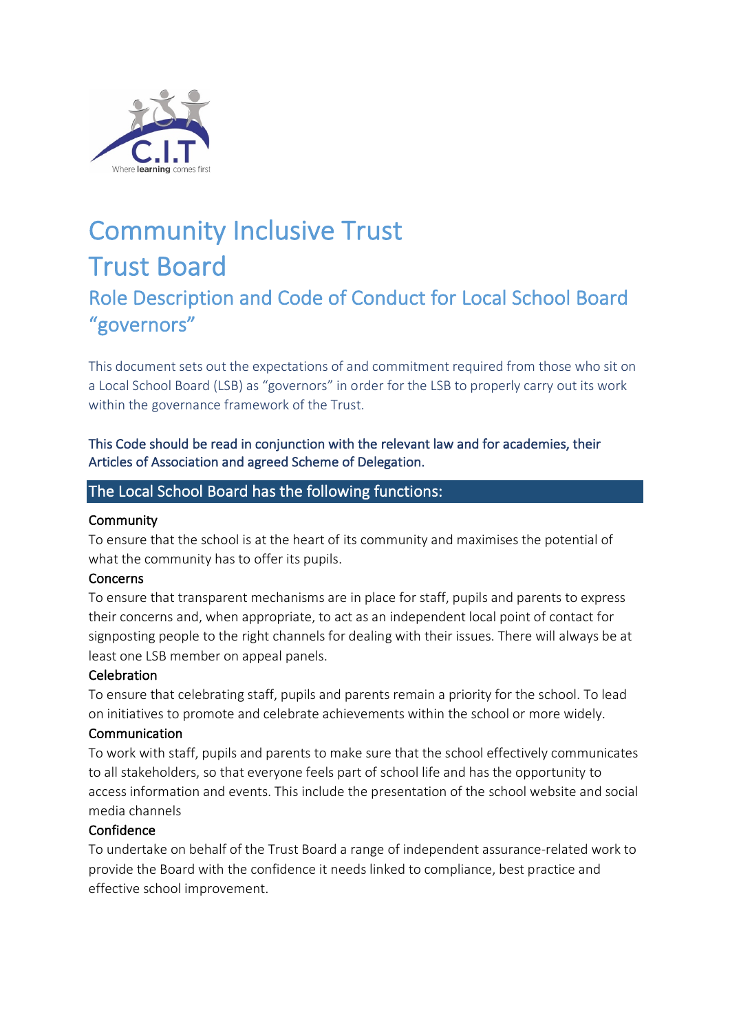# Community Inclusive Trust

# Trust Board

## Role Description and Code of Conduct for Local School Board "governors"

This document sets out the expectations of and commitment required from those who sit on a Local School Board (LSB) as "governors" in order for the LSB to properly carry out its work within the governance framework of the Trust.

This Code should be read in conjunction with the relevant law and for academies, their Articles of Association and agreed Scheme of Delegation.

### The Local School Board has the following functions:

**Community**

To ensure that the school is at the heart of its community and maximises the potential of what the community has to offer its pupils.

**Concerns**

To ensure that transparent mechanisms are in place for staff, pupils and parents to express their concerns and, when appropriate, to act as an independent local point of contact for signposting people to the right channels for dealing with their issues. There will always be at least one LSB member on appeal panels.

**Celebration**

To ensure that celebrating staff, pupils and parents remain a priority for the school. To lead on initiatives to promote and celebrate achievements within the school or more widely.

**Communication**

To work with staff, pupils and parents to make sure that the school effectively communicates to all stakeholders, so that everyone feels part of school life and has the opportunity to access information and events. This include the presentation of the school website and social media channels

**Confidence**

To undertake on behalf of the Trust Board a range of independent assurance-related work to provide the Board with the confidence it needs linked to compliance, best practice and effective school improvement.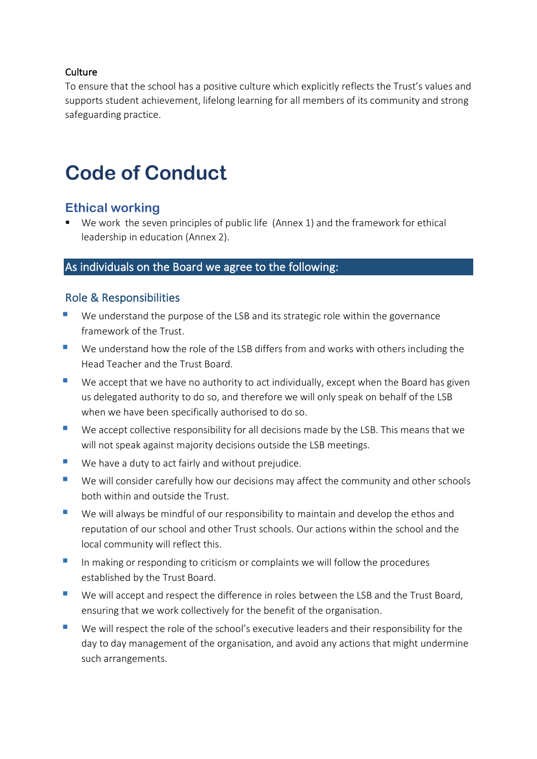**Culture**

To ensure that the school has a positive culture which explicitly reflects the Trust's values and supports student achievement, lifelong learning for all members of its community and strong safeguarding practice.

# Code of Conduct

## Ethical working

- We work the seven principles of public life (Annex 1) and the framework for ethical leadership in education (Annex 2).

## As individuals on the Board we agree to the following:

### Role & Responsibilities

- We understand the purpose of the LSB and its strategic role within the governance framework of the Trust.
- We understand how the role of the LSB differs from and works with others including the Head Teacher and the Trust Board.
- We accept that we have no authority to act individually, except when the Board has given us delegated authority to do so, and therefore we will only speak on behalf of the LSB when we have been specifically authorised to do so.
- We accept collective responsibility for all decisions made by the LSB. This means that we will not speak against majority decisions outside the LSB meetings.
- We have a duty to act fairly and without prejudice.
- We will consider carefully how our decisions may affect the community and other schools both within and outside the Trust.
- We will always be mindful of our responsibility to maintain and develop the ethos and reputation of our school and other Trust schools. Our actions within the school and the local community will reflect this.
- In making or responding to criticism or complaints we will follow the procedures established by the Trust Board.
- We will accept and respect the difference in roles between the LSB and the Trust Board, ensuring that we work collectively for the benefit of the organisation.
- We will respect the role of the school's executive leaders and their responsibility for the day to day management of the organisation, and avoid any actions that might undermine such arrangements.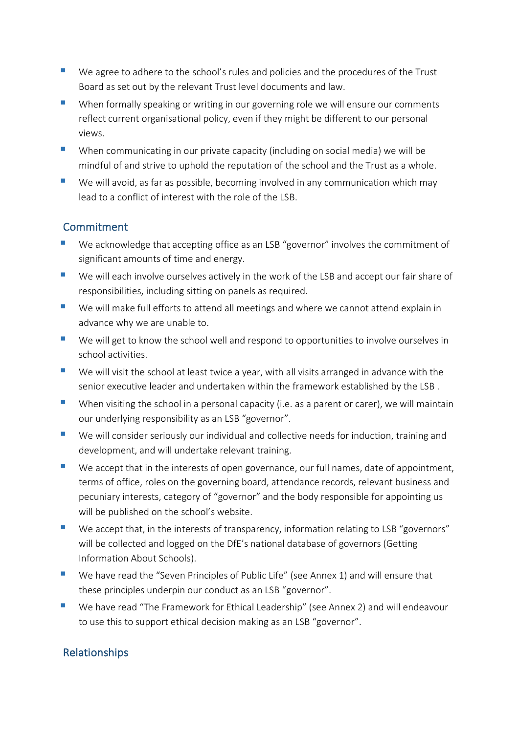- We agree to adhere to the school's rules and policies and the procedures of the Trust Board as set out by the relevant Trust level documents and law.
- When formally speaking or writing in our governing role we will ensure our comments reflect current organisational policy, even if they might be different to our personal views.
- When communicating in our private capacity (including on social media) we will be mindful of and strive to uphold the reputation of the school and the Trust as a whole.
- We will avoid, as far as possible, becoming involved in any communication which may lead to a conflict of interest with the role of the LSB.

## Commitment

- We acknowledge that accepting office as an LSB "governor" involves the commitment of significant amounts of time and energy.
- We will each involve ourselves actively in the work of the LSB and accept our fair share of responsibilities, including sitting on panels as required.
- We will make full efforts to attend all meetings and where we cannot attend explain in advance why we are unable to.
- We will get to know the school well and respond to opportunities to involve ourselves in school activities.
- We will visit the school at least twice a year, with all visits arranged in advance with the senior executive leader and undertaken within the framework established by the LSB .
- When visiting the school in a personal capacity (i.e. as a parent or carer), we will maintain our underlying responsibility as an LSB "governor".
- We will consider seriously our individual and collective needs for induction, training and development, and will undertake relevant training.
- We accept that in the interests of open governance, our full names, date of appointment, terms of office, roles on the governing board, attendance records, relevant business and pecuniary interests, category of "governor" and the body responsible for appointing us will be published on the school's website.
- We accept that, in the interests of transparency, information relating to LSB "governors" will be collected and logged on the DfE's national database of governors (Getting Information About Schools).
- We have read the "Seven Principles of Public Life" (see Annex 1) and will ensure that these principles underpin our conduct as an LSB "governor".
- We have read "The Framework for Ethical Leadership" (see Annex 2) and will endeavour to use this to support ethical decision making as an LSB "governor".

## Relationships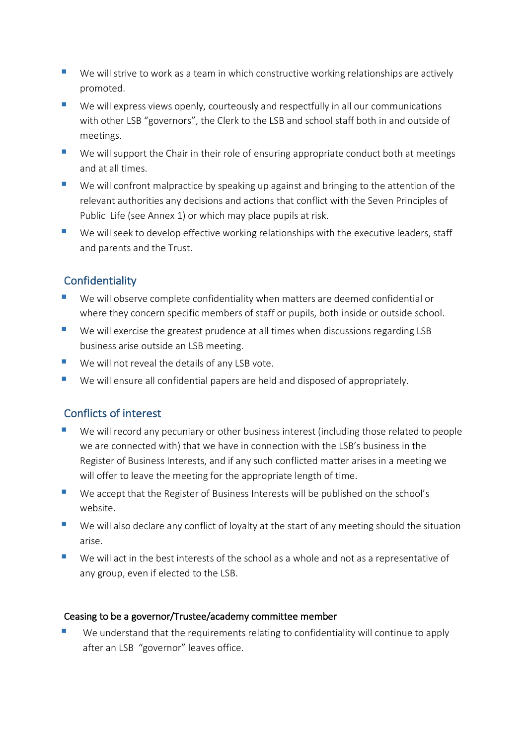- We will strive to work as a team in which constructive working relationships are actively promoted.
- We will express views openly, courteously and respectfully in all our communications with other LSB "governors", the Clerk to the LSB and school staff both in and outside of meetings.
- We will support the Chair in their role of ensuring appropriate conduct both at meetings and at all times.
- We will confront malpractice by speaking up against and bringing to the attention of the relevant authorities any decisions and actions that conflict with the Seven Principles of Public Life (see Annex 1) or which may place pupils at risk.
- We will seek to develop effective working relationships with the executive leaders, staff and parents and the Trust.

## Confidentiality

- We will observe complete confidentiality when matters are deemed confidential or where they concern specific members of staff or pupils, both inside or outside school.
- We will exercise the greatest prudence at all times when discussions regarding LSB business arise outside an LSB meeting.
- We will not reveal the details of any LSB vote.
- We will ensure all confidential papers are held and disposed of appropriately.

## Conflicts of interest

- We will record any pecuniary or other business interest (including those related to people we are connected with) that we have in connection with the LSB's business in the Register of Business Interests, and if any such conflicted matter arises in a meeting we will offer to leave the meeting for the appropriate length of time.
- We accept that the Register of Business Interests will be published on the school's website.
- We will also declare any conflict of loyalty at the start of any meeting should the situation arise.
- We will act in the best interests of the school as a whole and not as a representative of any group, even if elected to the LSB.

### Ceasing to be a governor/Trustee/academy committee member

- We understand that the requirements relating to confidentiality will continue to apply after an LSB "governor" leaves office.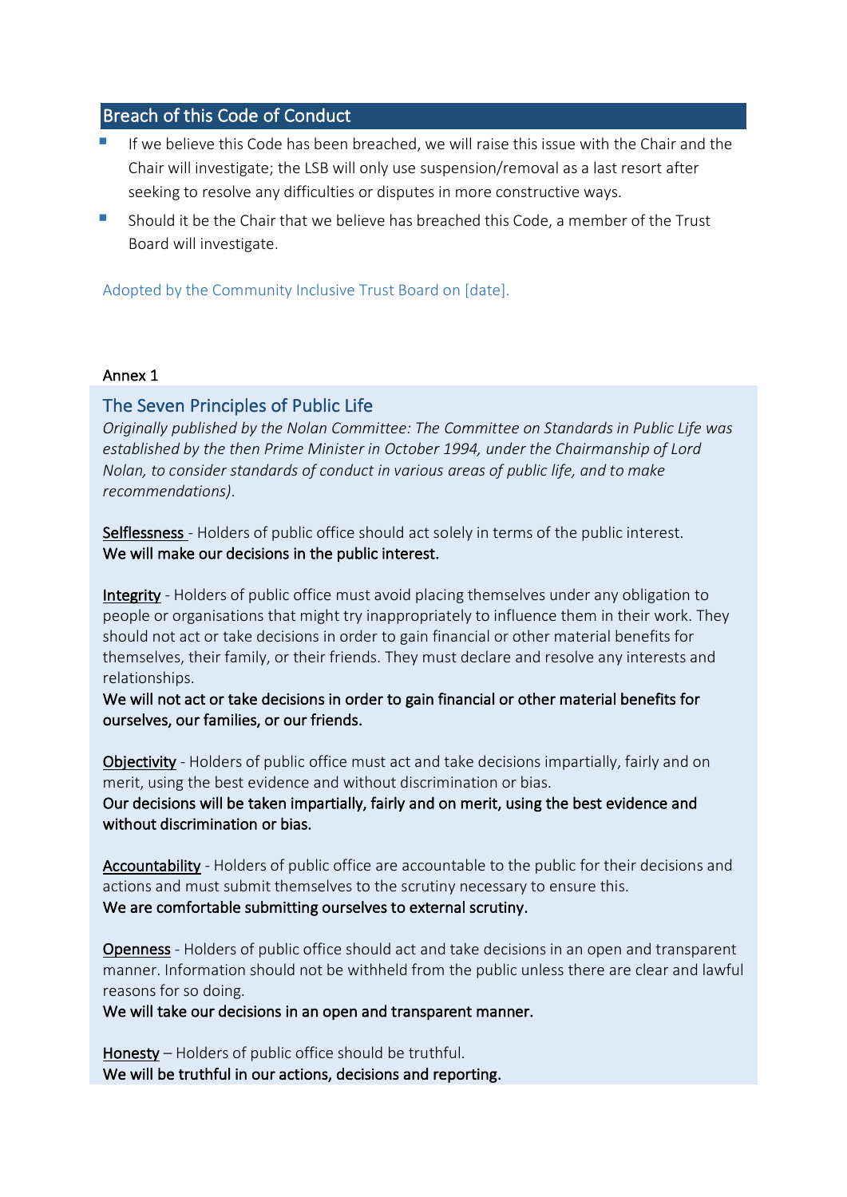## Breach of this Code of Conduct

- If we believe this Code has been breached, we will raise this issue with the Chair and the Chair will investigate; the LSB will only use suspension/removal as a last resort after seeking to resolve any difficulties or disputes in more constructive ways.
- Should it be the Chair that we believe has breached this Code, a member of the Trust Board will investigate.

Adopted by the Community Inclusive Trust Board on [date].

Annex 1

### The Seven Principles of Public Life

*Originally published by the Nolan Committee: The Committee on Standards in Public Life was established by the then Prime Minister in October 1994, under the Chairmanship of Lord Nolan, to consider standards of conduct in various areas of public life, and to make recommendations).*

<u>Selflessness</u> - Holders of public office should act solely in terms of the public interest.
**We will make our decisions in the public interest.**

<u>Integrity</u> - Holders of public office must avoid placing themselves under any obligation to people or organisations that might try inappropriately to influence them in their work. They should not act or take decisions in order to gain financial or other material benefits for themselves, their family, or their friends. They must declare and resolve any interests and relationships.
**We will not act or take decisions in order to gain financial or other material benefits for ourselves, our families, or our friends.**

<u>Objectivity</u> - Holders of public office must act and take decisions impartially, fairly and on merit, using the best evidence and without discrimination or bias.
**Our decisions will be taken impartially, fairly and on merit, using the best evidence and without discrimination or bias.**

<u>Accountability</u> - Holders of public office are accountable to the public for their decisions and actions and must submit themselves to the scrutiny necessary to ensure this.
**We are comfortable submitting ourselves to external scrutiny.**

<u>Openness</u> - Holders of public office should act and take decisions in an open and transparent manner. Information should not be withheld from the public unless there are clear and lawful reasons for so doing.
**We will take our decisions in an open and transparent manner.**

<u>Honesty</u> – Holders of public office should be truthful.
**We will be truthful in our actions, decisions and reporting.**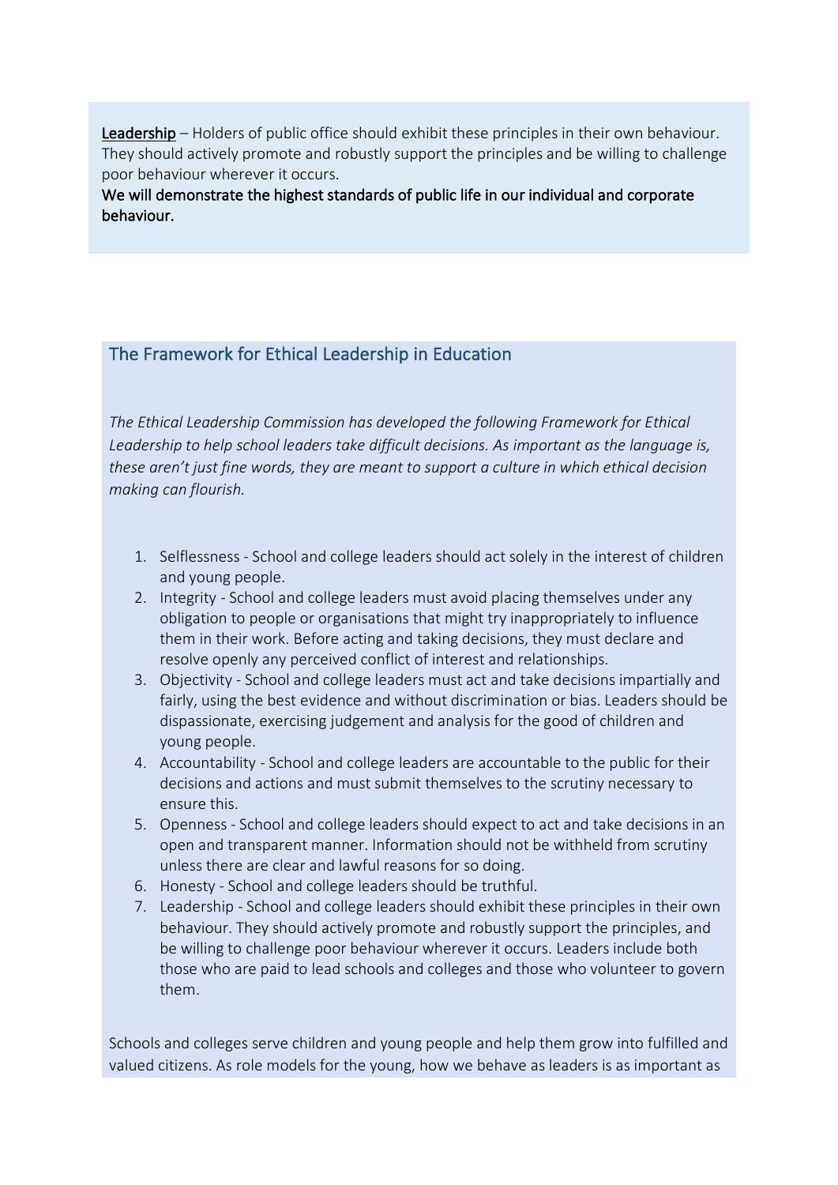<u>Leadership</u> – Holders of public office should exhibit these principles in their own behaviour. They should actively promote and robustly support the principles and be willing to challenge poor behaviour wherever it occurs.

**We will demonstrate the highest standards of public life in our individual and corporate behaviour.**

## The Framework for Ethical Leadership in Education

*The Ethical Leadership Commission has developed the following Framework for Ethical Leadership to help school leaders take difficult decisions. As important as the language is, these aren't just fine words, they are meant to support a culture in which ethical decision making can flourish.*

1. Selflessness - School and college leaders should act solely in the interest of children and young people.
2. Integrity - School and college leaders must avoid placing themselves under any obligation to people or organisations that might try inappropriately to influence them in their work. Before acting and taking decisions, they must declare and resolve openly any perceived conflict of interest and relationships.
3. Objectivity - School and college leaders must act and take decisions impartially and fairly, using the best evidence and without discrimination or bias. Leaders should be dispassionate, exercising judgement and analysis for the good of children and young people.
4. Accountability - School and college leaders are accountable to the public for their decisions and actions and must submit themselves to the scrutiny necessary to ensure this.
5. Openness - School and college leaders should expect to act and take decisions in an open and transparent manner. Information should not be withheld from scrutiny unless there are clear and lawful reasons for so doing.
6. Honesty - School and college leaders should be truthful.
7. Leadership - School and college leaders should exhibit these principles in their own behaviour. They should actively promote and robustly support the principles, and be willing to challenge poor behaviour wherever it occurs. Leaders include both those who are paid to lead schools and colleges and those who volunteer to govern them.

Schools and colleges serve children and young people and help them grow into fulfilled and valued citizens. As role models for the young, how we behave as leaders is as important as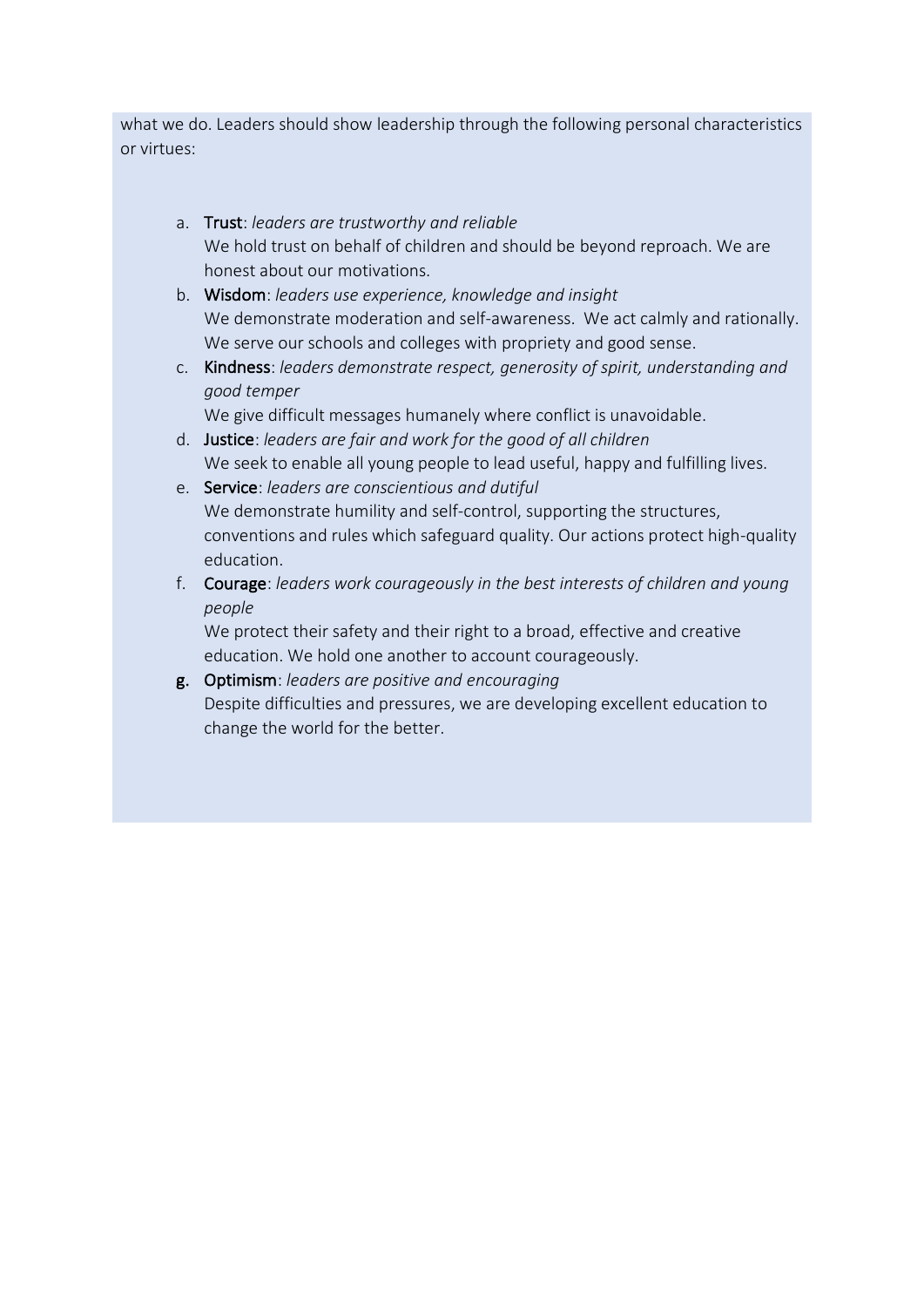what we do. Leaders should show leadership through the following personal characteristics or virtues:

a. **Trust**: *leaders are trustworthy and reliable*
   We hold trust on behalf of children and should be beyond reproach. We are honest about our motivations.
b. **Wisdom**: *leaders use experience, knowledge and insight*
   We demonstrate moderation and self-awareness. We act calmly and rationally. We serve our schools and colleges with propriety and good sense.
c. **Kindness**: *leaders demonstrate respect, generosity of spirit, understanding and good temper*
   We give difficult messages humanely where conflict is unavoidable.
d. **Justice**: *leaders are fair and work for the good of all children*
   We seek to enable all young people to lead useful, happy and fulfilling lives.
e. **Service**: *leaders are conscientious and dutiful*
   We demonstrate humility and self-control, supporting the structures, conventions and rules which safeguard quality. Our actions protect high-quality education.
f. **Courage**: *leaders work courageously in the best interests of children and young people*
   We protect their safety and their right to a broad, effective and creative education. We hold one another to account courageously.
g. **Optimism**: *leaders are positive and encouraging*
   Despite difficulties and pressures, we are developing excellent education to change the world for the better.